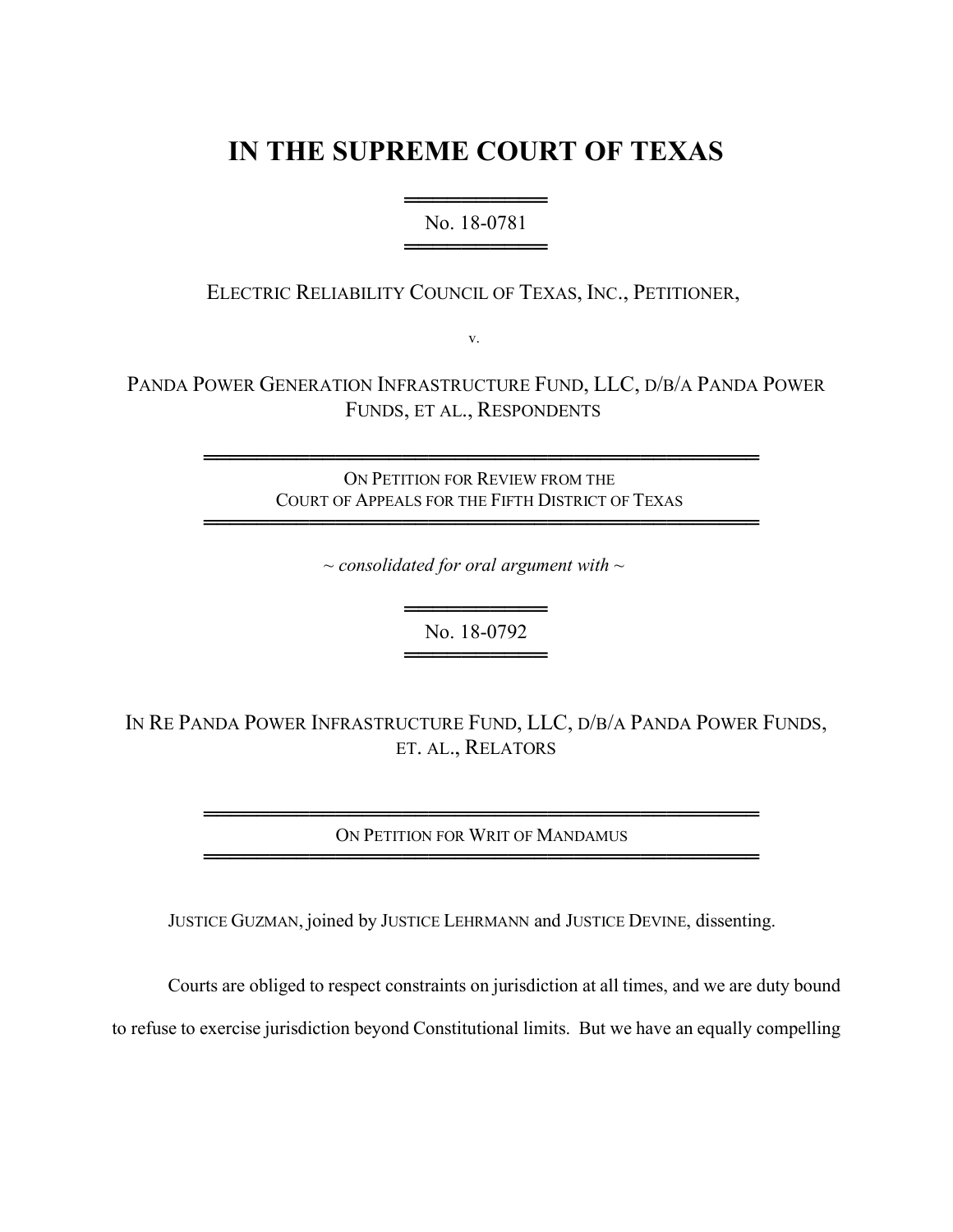# IN THE SUPREME COURT OF TEXAS

No. 18-0781

ELECTRIC RELIABILITY COUNCIL OF TEXAS, INC., PETITIONER,

v.

PANDA POWER GENERATION INFRASTRUCTURE FUND, LLC, D/B/A PANDA POWER FUNDS, ET AL., RESPONDENTS

ON PETITION FOR REVIEW FROM THE COURT OF APPEALS FOR THE FIFTH DISTRICT OF TEXAS

*~ consolidated for oral argument with ~*

No. 18-0792

IN RE PANDA POWER INFRASTRUCTURE FUND, LLC, D/B/A PANDA POWER FUNDS, ET. AL., RELATORS

ON PETITION FOR WRIT OF MANDAMUS

JUSTICE GUZMAN, joined by JUSTICE LEHRMANN and JUSTICE DEVINE, dissenting.

Courts are obliged to respect constraints on jurisdiction at all times, and we are duty bound to refuse to exercise jurisdiction beyond Constitutional limits. But we have an equally compelling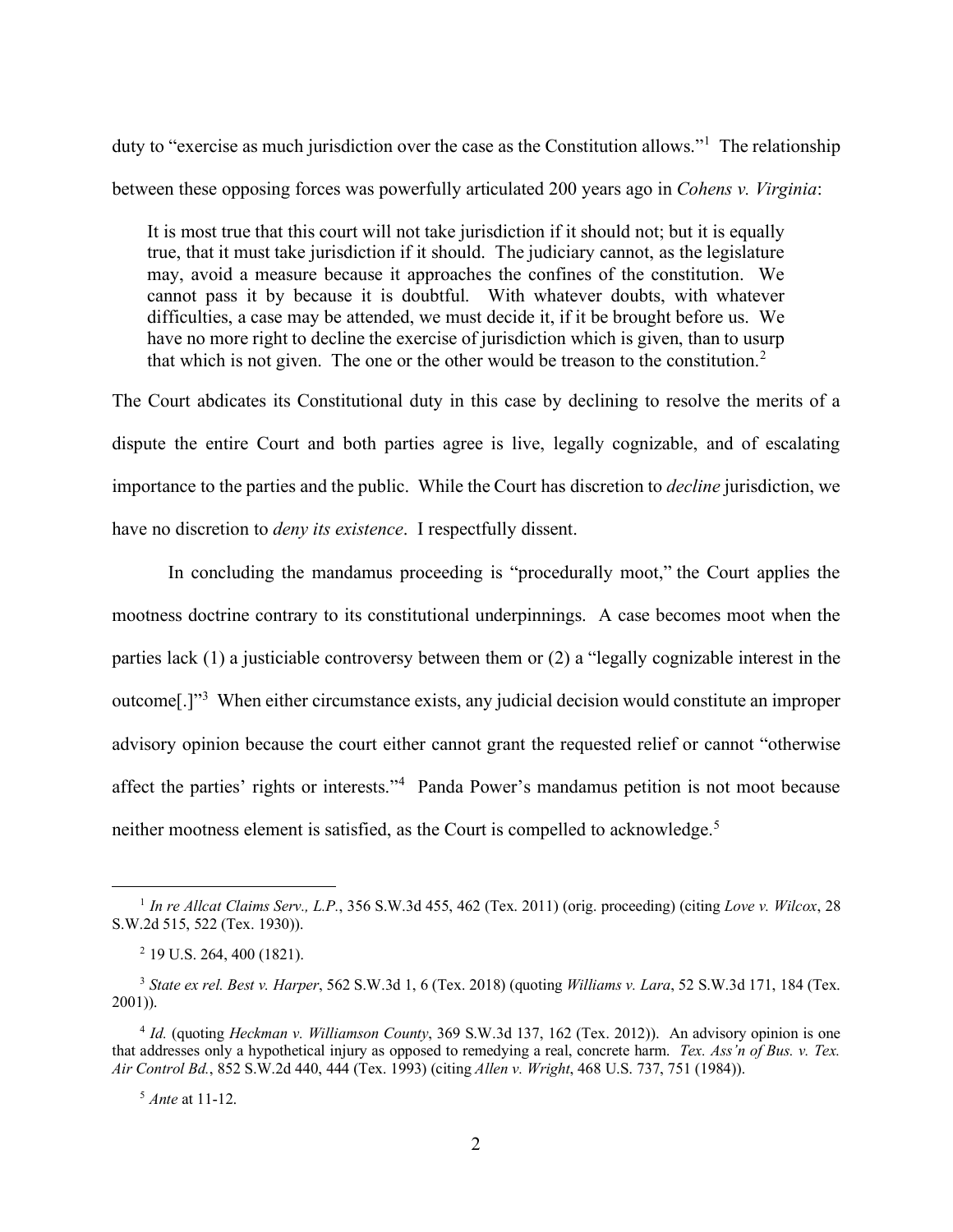duty to "exercise as much jurisdiction over the case as the Constitution allows."[1] The relationship between these opposing forces was powerfully articulated 200 years ago in *Cohens v. Virginia*:

> It is most true that this court will not take jurisdiction if it should not; but it is equally true, that it must take jurisdiction if it should. The judiciary cannot, as the legislature may, avoid a measure because it approaches the confines of the constitution. We cannot pass it by because it is doubtful. With whatever doubts, with whatever difficulties, a case may be attended, we must decide it, if it be brought before us. We have no more right to decline the exercise of jurisdiction which is given, than to usurp that which is not given. The one or the other would be treason to the constitution.[2]

The Court abdicates its Constitutional duty in this case by declining to resolve the merits of a dispute the entire Court and both parties agree is live, legally cognizable, and of escalating importance to the parties and the public. While the Court has discretion to *decline* jurisdiction, we have no discretion to *deny its existence*. I respectfully dissent.

In concluding the mandamus proceeding is "procedurally moot," the Court applies the mootness doctrine contrary to its constitutional underpinnings. A case becomes moot when the parties lack (1) a justiciable controversy between them or (2) a "legally cognizable interest in the outcome[.]"[3] When either circumstance exists, any judicial decision would constitute an improper advisory opinion because the court either cannot grant the requested relief or cannot "otherwise affect the parties' rights or interests."[4] Panda Power's mandamus petition is not moot because neither mootness element is satisfied, as the Court is compelled to acknowledge.[5]

---

[1] *In re Allcat Claims Serv., L.P.*, 356 S.W.3d 455, 462 (Tex. 2011) (orig. proceeding) (citing *Love v. Wilcox*, 28 S.W.2d 515, 522 (Tex. 1930)).

[2] 19 U.S. 264, 400 (1821).

[3] *State ex rel. Best v. Harper*, 562 S.W.3d 1, 6 (Tex. 2018) (quoting *Williams v. Lara*, 52 S.W.3d 171, 184 (Tex. 2001)).

[4] *Id.* (quoting *Heckman v. Williamson County*, 369 S.W.3d 137, 162 (Tex. 2012)). An advisory opinion is one that addresses only a hypothetical injury as opposed to remedying a real, concrete harm. *Tex. Ass'n of Bus. v. Tex. Air Control Bd.*, 852 S.W.2d 440, 444 (Tex. 1993) (citing *Allen v. Wright*, 468 U.S. 737, 751 (1984)).

[5] *Ante* at 11-12.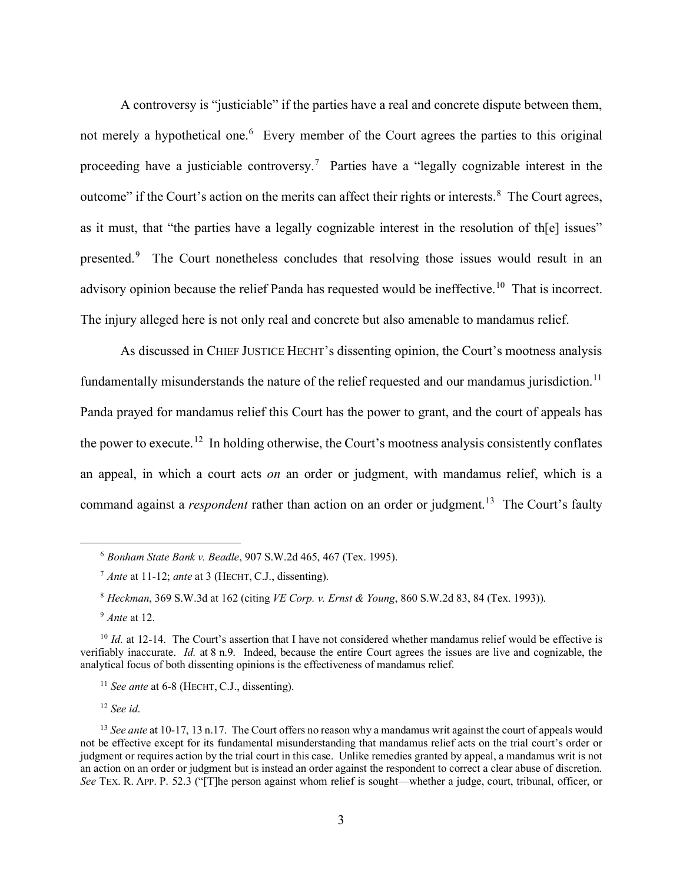A controversy is "justiciable" if the parties have a real and concrete dispute between them, not merely a hypothetical one.[6] Every member of the Court agrees the parties to this original proceeding have a justiciable controversy.[7] Parties have a "legally cognizable interest in the outcome" if the Court's action on the merits can affect their rights or interests.[8] The Court agrees, as it must, that "the parties have a legally cognizable interest in the resolution of th[e] issues" presented.[9] The Court nonetheless concludes that resolving those issues would result in an advisory opinion because the relief Panda has requested would be ineffective.[10] That is incorrect. The injury alleged here is not only real and concrete but also amenable to mandamus relief.

As discussed in CHIEF JUSTICE HECHT's dissenting opinion, the Court's mootness analysis fundamentally misunderstands the nature of the relief requested and our mandamus jurisdiction.[11] Panda prayed for mandamus relief this Court has the power to grant, and the court of appeals has the power to execute.[12] In holding otherwise, the Court's mootness analysis consistently conflates an appeal, in which a court acts *on* an order or judgment, with mandamus relief, which is a command against a *respondent* rather than action on an order or judgment.[13] The Court's faulty

---

[6] *Bonham State Bank v. Beadle*, 907 S.W.2d 465, 467 (Tex. 1995).

[7] *Ante* at 11-12; *ante* at 3 (HECHT, C.J., dissenting).

[8] *Heckman*, 369 S.W.3d at 162 (citing *VE Corp. v. Ernst & Young*, 860 S.W.2d 83, 84 (Tex. 1993)).

[9] *Ante* at 12.

[10] *Id.* at 12-14. The Court's assertion that I have not considered whether mandamus relief would be effective is verifiably inaccurate. *Id.* at 8 n.9. Indeed, because the entire Court agrees the issues are live and cognizable, the analytical focus of both dissenting opinions is the effectiveness of mandamus relief.

[11] *See ante* at 6-8 (HECHT, C.J., dissenting).

[12] *See id.*

[13] *See ante* at 10-17, 13 n.17. The Court offers no reason why a mandamus writ against the court of appeals would not be effective except for its fundamental misunderstanding that mandamus relief acts on the trial court's order or judgment or requires action by the trial court in this case. Unlike remedies granted by appeal, a mandamus writ is not an action on an order or judgment but is instead an order against the respondent to correct a clear abuse of discretion. *See* TEX. R. APP. P. 52.3 ("[T]he person against whom relief is sought—whether a judge, court, tribunal, officer, or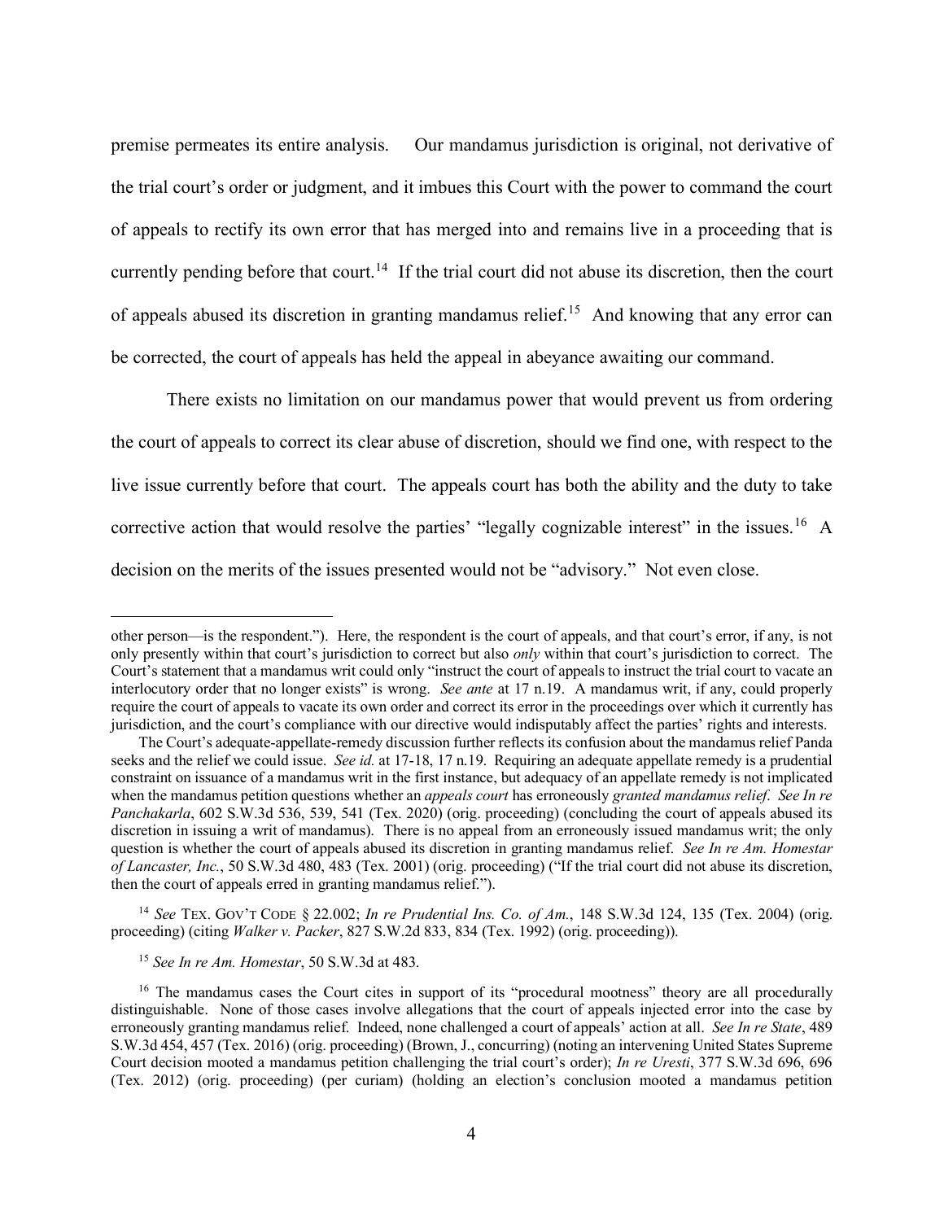premise permeates its entire analysis. Our mandamus jurisdiction is original, not derivative of the trial court's order or judgment, and it imbues this Court with the power to command the court of appeals to rectify its own error that has merged into and remains live in a proceeding that is currently pending before that court.[14] If the trial court did not abuse its discretion, then the court of appeals abused its discretion in granting mandamus relief.[15] And knowing that any error can be corrected, the court of appeals has held the appeal in abeyance awaiting our command.

There exists no limitation on our mandamus power that would prevent us from ordering the court of appeals to correct its clear abuse of discretion, should we find one, with respect to the live issue currently before that court. The appeals court has both the ability and the duty to take corrective action that would resolve the parties' "legally cognizable interest" in the issues.[16] A decision on the merits of the issues presented would not be "advisory." Not even close.

---

other person—is the respondent."). Here, the respondent is the court of appeals, and that court's error, if any, is not only presently within that court's jurisdiction to correct but also *only* within that court's jurisdiction to correct. The Court's statement that a mandamus writ could only "instruct the court of appeals to instruct the trial court to vacate an interlocutory order that no longer exists" is wrong. *See ante* at 17 n.19. A mandamus writ, if any, could properly require the court of appeals to vacate its own order and correct its error in the proceedings over which it currently has jurisdiction, and the court's compliance with our directive would indisputably affect the parties' rights and interests.

The Court's adequate-appellate-remedy discussion further reflects its confusion about the mandamus relief Panda seeks and the relief we could issue. *See id.* at 17-18, 17 n.19. Requiring an adequate appellate remedy is a prudential constraint on issuance of a mandamus writ in the first instance, but adequacy of an appellate remedy is not implicated when the mandamus petition questions whether an *appeals court* has erroneously *granted mandamus relief*. *See In re Panchakarla*, 602 S.W.3d 536, 539, 541 (Tex. 2020) (orig. proceeding) (concluding the court of appeals abused its discretion in issuing a writ of mandamus). There is no appeal from an erroneously issued mandamus writ; the only question is whether the court of appeals abused its discretion in granting mandamus relief. *See In re Am. Homestar of Lancaster, Inc.*, 50 S.W.3d 480, 483 (Tex. 2001) (orig. proceeding) ("If the trial court did not abuse its discretion, then the court of appeals erred in granting mandamus relief.").

[14] *See* TEX. GOV'T CODE § 22.002; *In re Prudential Ins. Co. of Am.*, 148 S.W.3d 124, 135 (Tex. 2004) (orig. proceeding) (citing *Walker v. Packer*, 827 S.W.2d 833, 834 (Tex. 1992) (orig. proceeding)).

[15] *See In re Am. Homestar*, 50 S.W.3d at 483.

[16] The mandamus cases the Court cites in support of its "procedural mootness" theory are all procedurally distinguishable. None of those cases involve allegations that the court of appeals injected error into the case by erroneously granting mandamus relief. Indeed, none challenged a court of appeals' action at all. *See In re State*, 489 S.W.3d 454, 457 (Tex. 2016) (orig. proceeding) (Brown, J., concurring) (noting an intervening United States Supreme Court decision mooted a mandamus petition challenging the trial court's order); *In re Uresti*, 377 S.W.3d 696, 696 (Tex. 2012) (orig. proceeding) (per curiam) (holding an election's conclusion mooted a mandamus petition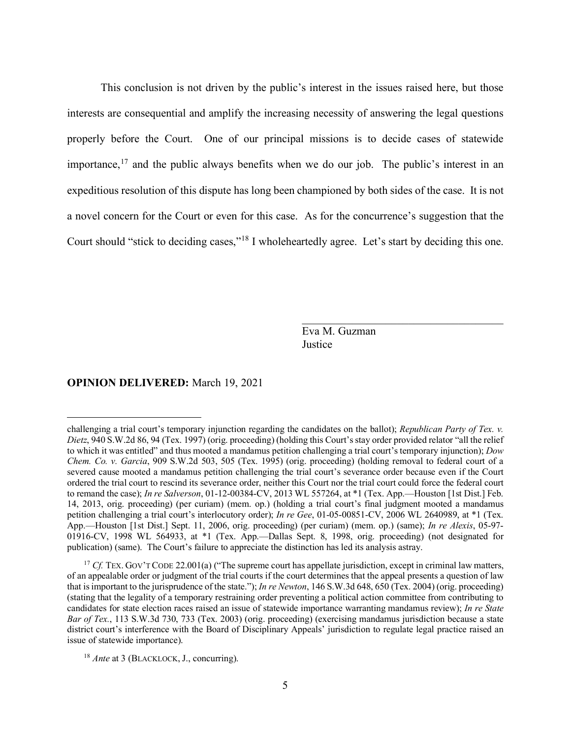This conclusion is not driven by the public's interest in the issues raised here, but those interests are consequential and amplify the increasing necessity of answering the legal questions properly before the Court. One of our principal missions is to decide cases of statewide importance,[17] and the public always benefits when we do our job. The public's interest in an expeditious resolution of this dispute has long been championed by both sides of the case. It is not a novel concern for the Court or even for this case. As for the concurrence's suggestion that the Court should "stick to deciding cases,"[18] I wholeheartedly agree. Let's start by deciding this one.

Eva M. Guzman
Justice

**OPINION DELIVERED:** March 19, 2021

---

challenging a trial court's temporary injunction regarding the candidates on the ballot); *Republican Party of Tex. v. Dietz*, 940 S.W.2d 86, 94 (Tex. 1997) (orig. proceeding) (holding this Court's stay order provided relator "all the relief to which it was entitled" and thus mooted a mandamus petition challenging a trial court's temporary injunction); *Dow Chem. Co. v. Garcia*, 909 S.W.2d 503, 505 (Tex. 1995) (orig. proceeding) (holding removal to federal court of a severed cause mooted a mandamus petition challenging the trial court's severance order because even if the Court ordered the trial court to rescind its severance order, neither this Court nor the trial court could force the federal court to remand the case); *In re Salverson*, 01-12-00384-CV, 2013 WL 557264, at *1 (Tex. App.—Houston [1st Dist.] Feb. 14, 2013, orig. proceeding) (per curiam) (mem. op.) (holding a trial court's final judgment mooted a mandamus petition challenging a trial court's interlocutory order); *In re Gee*, 01-05-00851-CV, 2006 WL 2640989, at *1 (Tex. App.—Houston [1st Dist.] Sept. 11, 2006, orig. proceeding) (per curiam) (mem. op.) (same); *In re Alexis*, 05-97-01916-CV, 1998 WL 564933, at *1 (Tex. App.—Dallas Sept. 8, 1998, orig. proceeding) (not designated for publication) (same). The Court's failure to appreciate the distinction has led its analysis astray.

[17] *Cf.* TEX. GOV'T CODE 22.001(a) ("The supreme court has appellate jurisdiction, except in criminal law matters, of an appealable order or judgment of the trial courts if the court determines that the appeal presents a question of law that is important to the jurisprudence of the state."); *In re Newton*, 146 S.W.3d 648, 650 (Tex. 2004) (orig. proceeding) (stating that the legality of a temporary restraining order preventing a political action committee from contributing to candidates for state election races raised an issue of statewide importance warranting mandamus review); *In re State Bar of Tex.*, 113 S.W.3d 730, 733 (Tex. 2003) (orig. proceeding) (exercising mandamus jurisdiction because a state district court's interference with the Board of Disciplinary Appeals' jurisdiction to regulate legal practice raised an issue of statewide importance).

[18] *Ante* at 3 (BLACKLOCK, J., concurring).